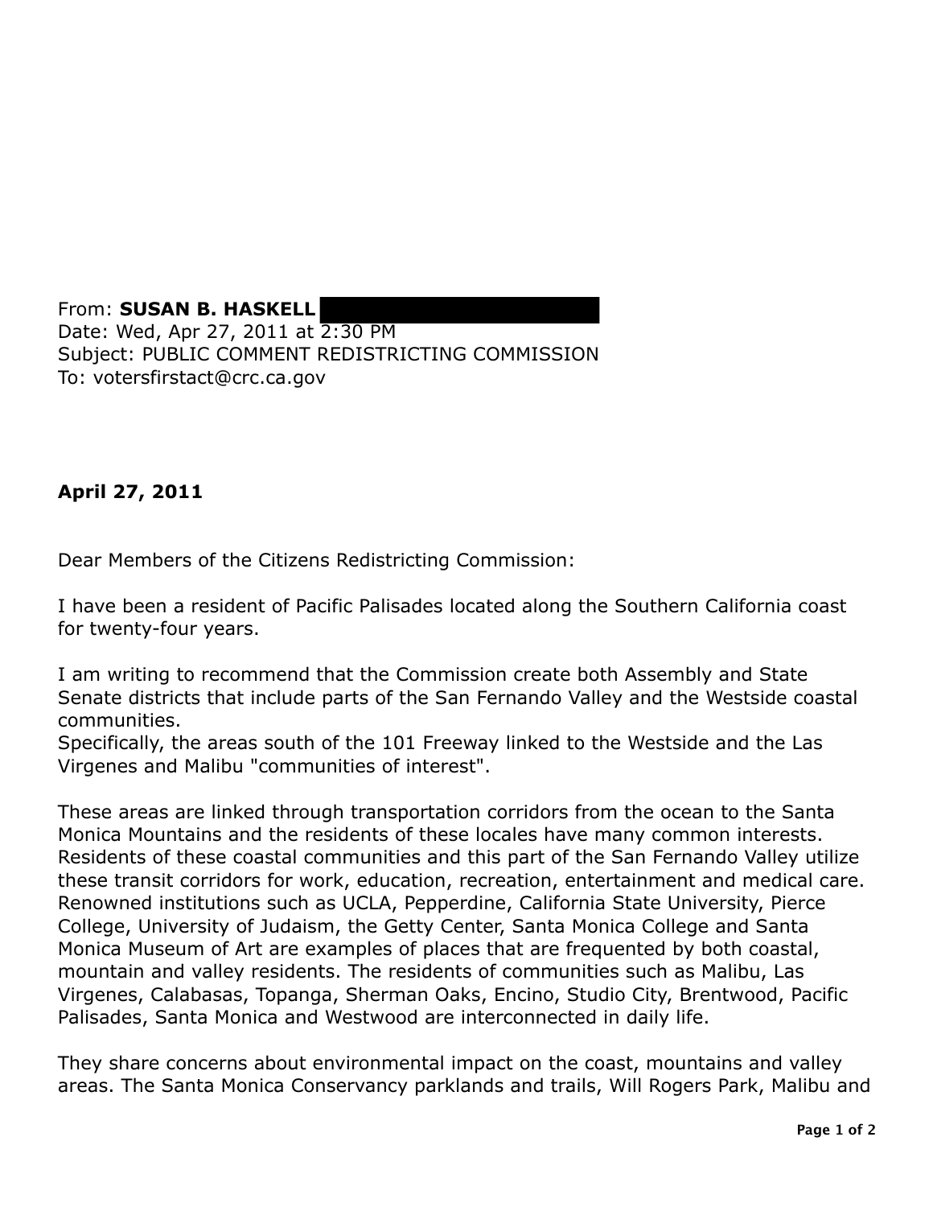From: **SUSAN B. HASKELL** 
Date: Wed, Apr 27, 2011 at 2:30 PM
Subject: PUBLIC COMMENT REDISTRICTING COMMISSION
To: votersfirstact@crc.ca.gov

**April 27, 2011**

Dear Members of the Citizens Redistricting Commission:

I have been a resident of Pacific Palisades located along the Southern California coast for twenty-four years.

I am writing to recommend that the Commission create both Assembly and State Senate districts that include parts of the San Fernando Valley and the Westside coastal communities.
Specifically, the areas south of the 101 Freeway linked to the Westside and the Las Virgenes and Malibu "communities of interest".

These areas are linked through transportation corridors from the ocean to the Santa Monica Mountains and the residents of these locales have many common interests. Residents of these coastal communities and this part of the San Fernando Valley utilize these transit corridors for work, education, recreation, entertainment and medical care. Renowned institutions such as UCLA, Pepperdine, California State University, Pierce College, University of Judaism, the Getty Center, Santa Monica College and Santa Monica Museum of Art are examples of places that are frequented by both coastal, mountain and valley residents. The residents of communities such as Malibu, Las Virgenes, Calabasas, Topanga, Sherman Oaks, Encino, Studio City, Brentwood, Pacific Palisades, Santa Monica and Westwood are interconnected in daily life.

They share concerns about environmental impact on the coast, mountains and valley areas. The Santa Monica Conservancy parklands and trails, Will Rogers Park, Malibu and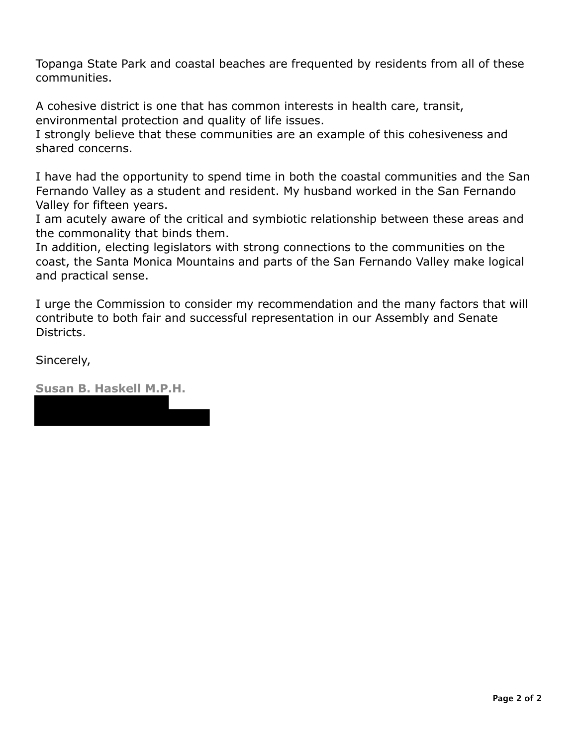Topanga State Park and coastal beaches are frequented by residents from all of these communities.

A cohesive district is one that has common interests in health care, transit, environmental protection and quality of life issues.
I strongly believe that these communities are an example of this cohesiveness and shared concerns.

I have had the opportunity to spend time in both the coastal communities and the San Fernando Valley as a student and resident. My husband worked in the San Fernando Valley for fifteen years.
I am acutely aware of the critical and symbiotic relationship between these areas and the commonality that binds them.
In addition, electing legislators with strong connections to the communities on the coast, the Santa Monica Mountains and parts of the San Fernando Valley make logical and practical sense.

I urge the Commission to consider my recommendation and the many factors that will contribute to both fair and successful representation in our Assembly and Senate Districts.

Sincerely,

**Susan B. Haskell M.P.H.**